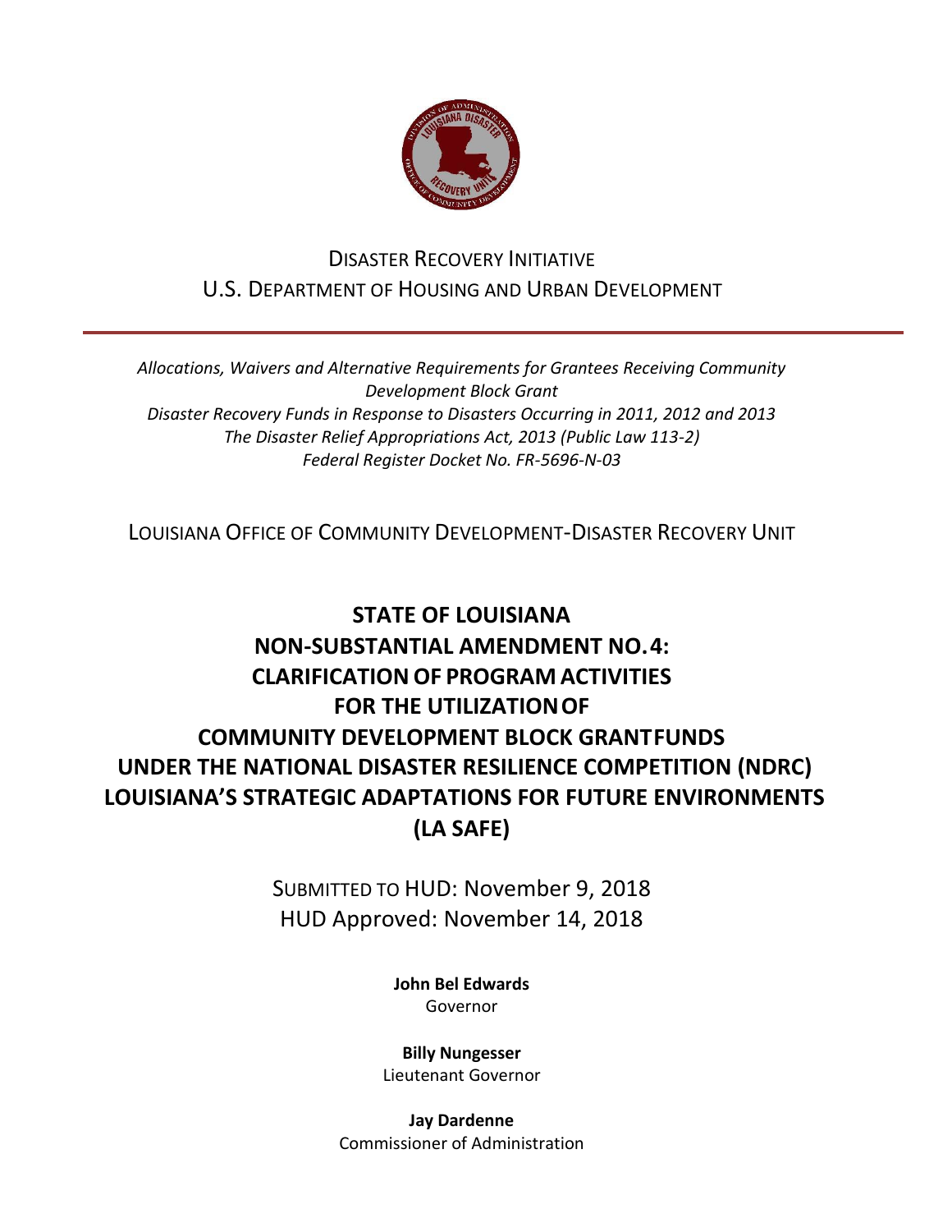DISASTER RECOVERY INITIATIVE
U.S. DEPARTMENT OF HOUSING AND URBAN DEVELOPMENT

*Allocations, Waivers and Alternative Requirements for Grantees Receiving Community Development Block Grant*
*Disaster Recovery Funds in Response to Disasters Occurring in 2011, 2012 and 2013*
*The Disaster Relief Appropriations Act, 2013 (Public Law 113-2)*
*Federal Register Docket No. FR-5696-N-03*

LOUISIANA OFFICE OF COMMUNITY DEVELOPMENT-DISASTER RECOVERY UNIT

# STATE OF LOUISIANA NON-SUBSTANTIAL AMENDMENT NO. 4: CLARIFICATION OF PROGRAM ACTIVITIES FOR THE UTILIZATION OF COMMUNITY DEVELOPMENT BLOCK GRANT FUNDS UNDER THE NATIONAL DISASTER RESILIENCE COMPETITION (NDRC) LOUISIANA'S STRATEGIC ADAPTATIONS FOR FUTURE ENVIRONMENTS (LA SAFE)

SUBMITTED TO HUD: November 9, 2018
HUD Approved: November 14, 2018

**John Bel Edwards**
Governor

**Billy Nungesser**
Lieutenant Governor

**Jay Dardenne**
Commissioner of Administration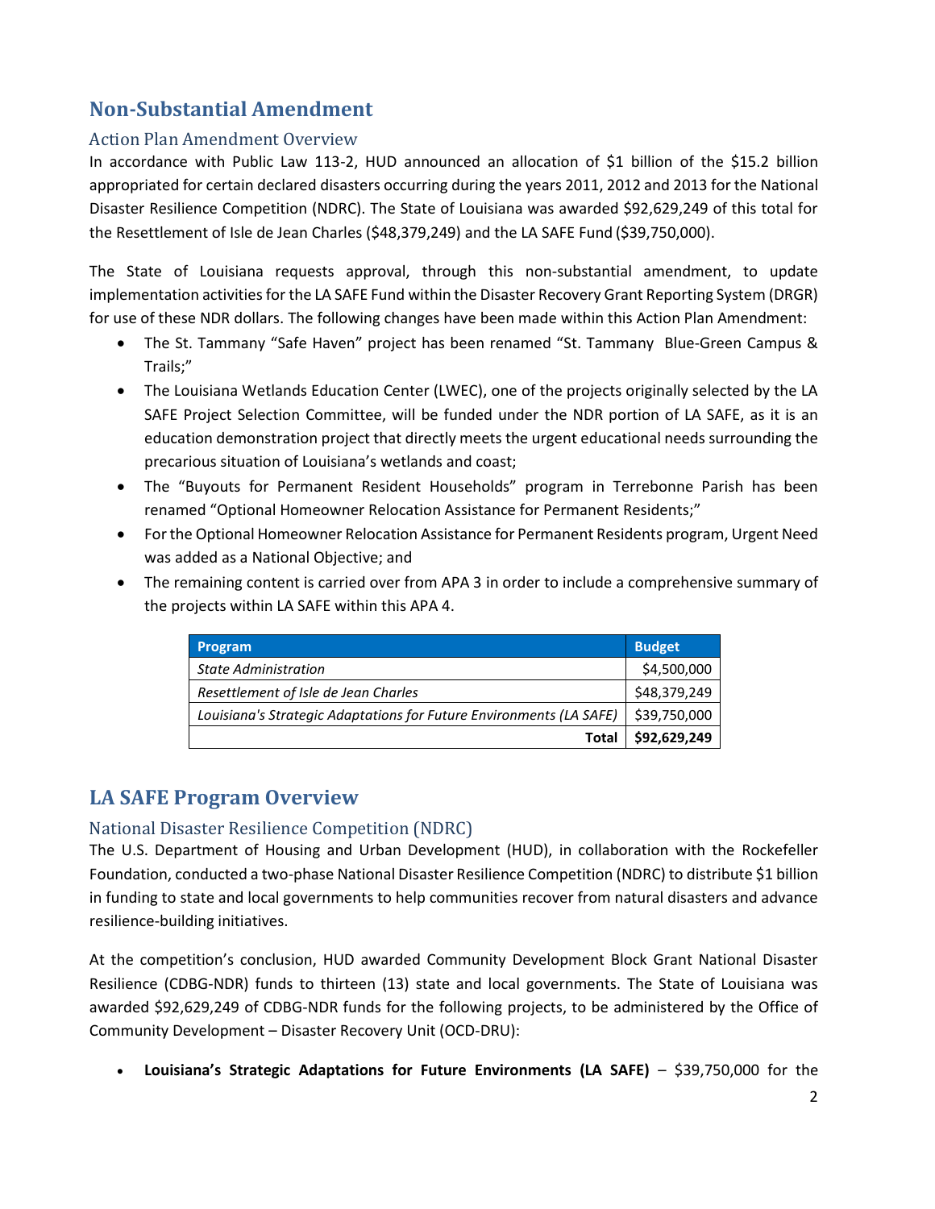## Non-Substantial Amendment

### Action Plan Amendment Overview

In accordance with Public Law 113-2, HUD announced an allocation of $1 billion of the $15.2 billion appropriated for certain declared disasters occurring during the years 2011, 2012 and 2013 for the National Disaster Resilience Competition (NDRC). The State of Louisiana was awarded $92,629,249 of this total for the Resettlement of Isle de Jean Charles ($48,379,249) and the LA SAFE Fund ($39,750,000).

The State of Louisiana requests approval, through this non-substantial amendment, to update implementation activities for the LA SAFE Fund within the Disaster Recovery Grant Reporting System (DRGR) for use of these NDR dollars. The following changes have been made within this Action Plan Amendment:

- The St. Tammany "Safe Haven" project has been renamed "St. Tammany Blue-Green Campus & Trails;"
- The Louisiana Wetlands Education Center (LWEC), one of the projects originally selected by the LA SAFE Project Selection Committee, will be funded under the NDR portion of LA SAFE, as it is an education demonstration project that directly meets the urgent educational needs surrounding the precarious situation of Louisiana's wetlands and coast;
- The "Buyouts for Permanent Resident Households" program in Terrebonne Parish has been renamed "Optional Homeowner Relocation Assistance for Permanent Residents;"
- For the Optional Homeowner Relocation Assistance for Permanent Residents program, Urgent Need was added as a National Objective; and
- The remaining content is carried over from APA 3 in order to include a comprehensive summary of the projects within LA SAFE within this APA 4.

| Program | Budget |
|---|---|
| *State Administration* | $4,500,000 |
| *Resettlement of Isle de Jean Charles* | $48,379,249 |
| *Louisiana's Strategic Adaptations for Future Environments (LA SAFE)* | $39,750,000 |
| **Total** | **$92,629,249** |

## LA SAFE Program Overview

### National Disaster Resilience Competition (NDRC)

The U.S. Department of Housing and Urban Development (HUD), in collaboration with the Rockefeller Foundation, conducted a two-phase National Disaster Resilience Competition (NDRC) to distribute $1 billion in funding to state and local governments to help communities recover from natural disasters and advance resilience-building initiatives.

At the competition's conclusion, HUD awarded Community Development Block Grant National Disaster Resilience (CDBG-NDR) funds to thirteen (13) state and local governments. The State of Louisiana was awarded $92,629,249 of CDBG-NDR funds for the following projects, to be administered by the Office of Community Development – Disaster Recovery Unit (OCD-DRU):

- **Louisiana's Strategic Adaptations for Future Environments (LA SAFE)** – $39,750,000 for the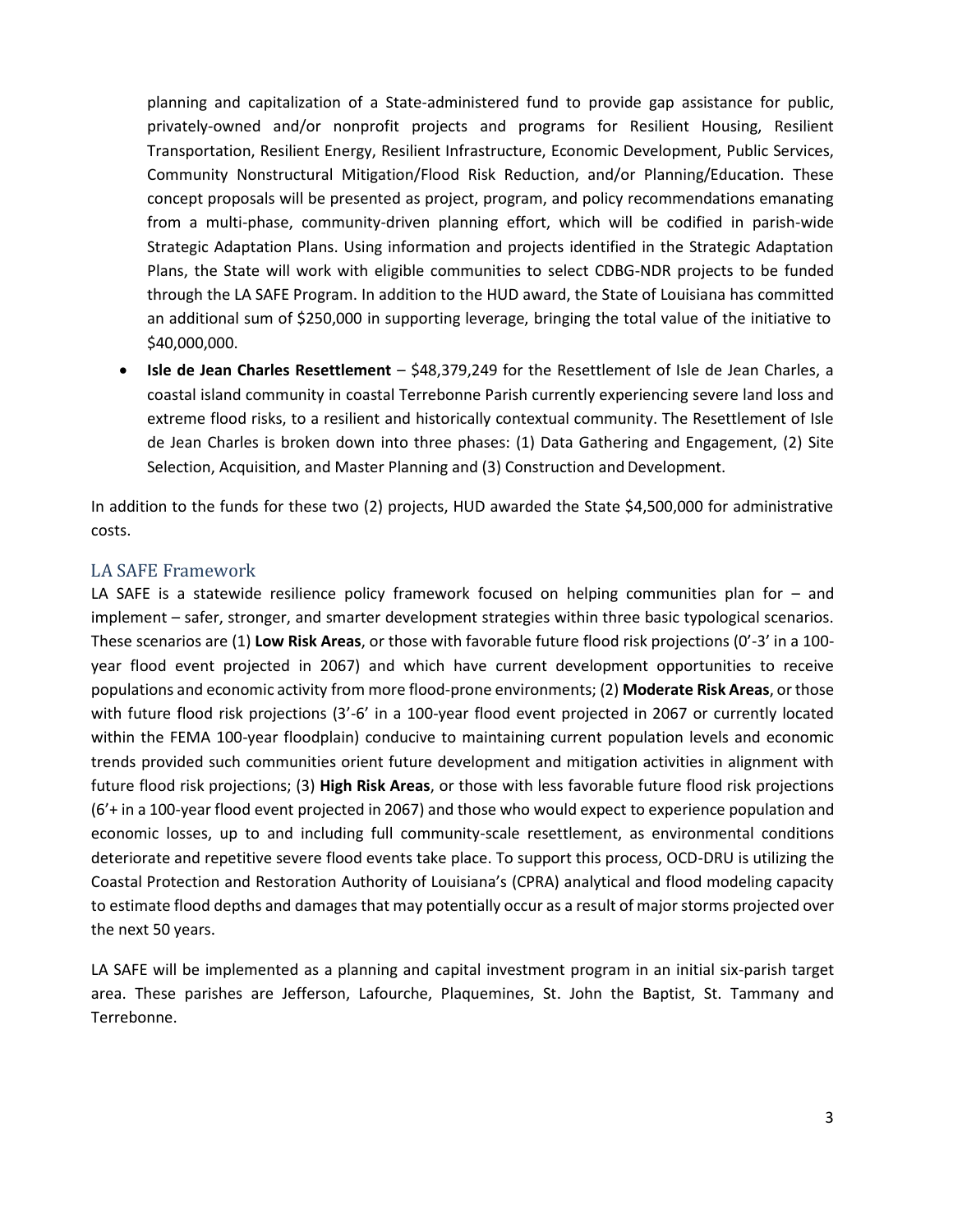planning and capitalization of a State-administered fund to provide gap assistance for public, privately-owned and/or nonprofit projects and programs for Resilient Housing, Resilient Transportation, Resilient Energy, Resilient Infrastructure, Economic Development, Public Services, Community Nonstructural Mitigation/Flood Risk Reduction, and/or Planning/Education. These concept proposals will be presented as project, program, and policy recommendations emanating from a multi-phase, community-driven planning effort, which will be codified in parish-wide Strategic Adaptation Plans. Using information and projects identified in the Strategic Adaptation Plans, the State will work with eligible communities to select CDBG-NDR projects to be funded through the LA SAFE Program. In addition to the HUD award, the State of Louisiana has committed an additional sum of $250,000 in supporting leverage, bringing the total value of the initiative to $40,000,000.

- **Isle de Jean Charles Resettlement** – $48,379,249 for the Resettlement of Isle de Jean Charles, a coastal island community in coastal Terrebonne Parish currently experiencing severe land loss and extreme flood risks, to a resilient and historically contextual community. The Resettlement of Isle de Jean Charles is broken down into three phases: (1) Data Gathering and Engagement, (2) Site Selection, Acquisition, and Master Planning and (3) Construction and Development.

In addition to the funds for these two (2) projects, HUD awarded the State $4,500,000 for administrative costs.

## LA SAFE Framework

LA SAFE is a statewide resilience policy framework focused on helping communities plan for – and implement – safer, stronger, and smarter development strategies within three basic typological scenarios. These scenarios are (1) **Low Risk Areas**, or those with favorable future flood risk projections (0'-3' in a 100-year flood event projected in 2067) and which have current development opportunities to receive populations and economic activity from more flood-prone environments; (2) **Moderate Risk Areas**, or those with future flood risk projections (3'-6' in a 100-year flood event projected in 2067 or currently located within the FEMA 100-year floodplain) conducive to maintaining current population levels and economic trends provided such communities orient future development and mitigation activities in alignment with future flood risk projections; (3) **High Risk Areas**, or those with less favorable future flood risk projections (6'+ in a 100-year flood event projected in 2067) and those who would expect to experience population and economic losses, up to and including full community-scale resettlement, as environmental conditions deteriorate and repetitive severe flood events take place. To support this process, OCD-DRU is utilizing the Coastal Protection and Restoration Authority of Louisiana's (CPRA) analytical and flood modeling capacity to estimate flood depths and damages that may potentially occur as a result of major storms projected over the next 50 years.

LA SAFE will be implemented as a planning and capital investment program in an initial six-parish target area. These parishes are Jefferson, Lafourche, Plaquemines, St. John the Baptist, St. Tammany and Terrebonne.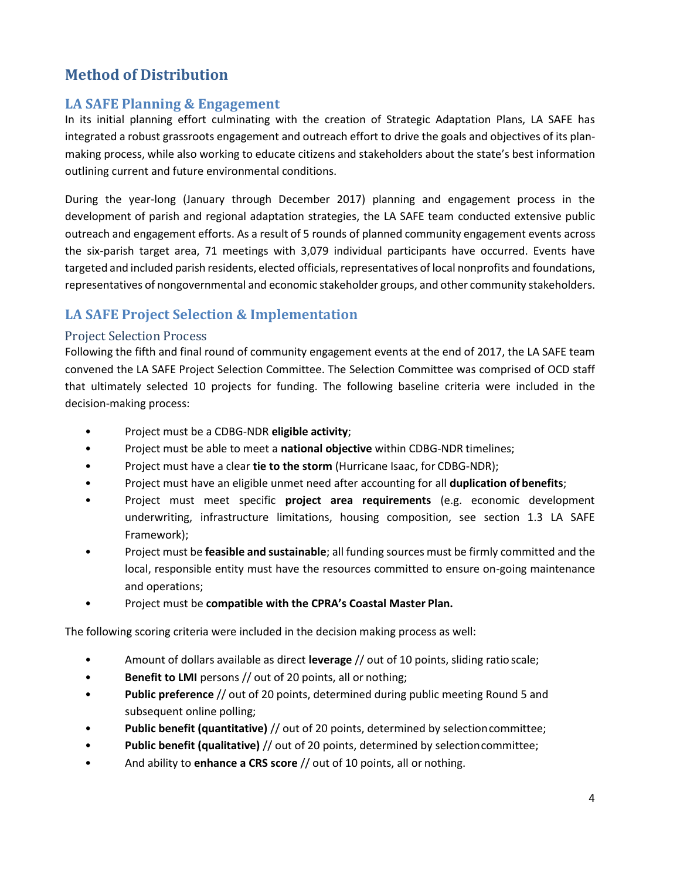# Method of Distribution

## LA SAFE Planning & Engagement

In its initial planning effort culminating with the creation of Strategic Adaptation Plans, LA SAFE has integrated a robust grassroots engagement and outreach effort to drive the goals and objectives of its plan-making process, while also working to educate citizens and stakeholders about the state's best information outlining current and future environmental conditions.

During the year-long (January through December 2017) planning and engagement process in the development of parish and regional adaptation strategies, the LA SAFE team conducted extensive public outreach and engagement efforts. As a result of 5 rounds of planned community engagement events across the six-parish target area, 71 meetings with 3,079 individual participants have occurred. Events have targeted and included parish residents, elected officials, representatives of local nonprofits and foundations, representatives of nongovernmental and economic stakeholder groups, and other community stakeholders.

## LA SAFE Project Selection & Implementation

### Project Selection Process

Following the fifth and final round of community engagement events at the end of 2017, the LA SAFE team convened the LA SAFE Project Selection Committee. The Selection Committee was comprised of OCD staff that ultimately selected 10 projects for funding. The following baseline criteria were included in the decision-making process:

- Project must be a CDBG-NDR **eligible activity**;
- Project must be able to meet a **national objective** within CDBG-NDR timelines;
- Project must have a clear **tie to the storm** (Hurricane Isaac, for CDBG-NDR);
- Project must have an eligible unmet need after accounting for all **duplication of benefits**;
- Project must meet specific **project area requirements** (e.g. economic development underwriting, infrastructure limitations, housing composition, see section 1.3 LA SAFE Framework);
- Project must be **feasible and sustainable**; all funding sources must be firmly committed and the local, responsible entity must have the resources committed to ensure on-going maintenance and operations;
- Project must be **compatible with the CPRA's Coastal Master Plan.**

The following scoring criteria were included in the decision making process as well:

- Amount of dollars available as direct **leverage** // out of 10 points, sliding ratio scale;
- **Benefit to LMI** persons // out of 20 points, all or nothing;
- **Public preference** // out of 20 points, determined during public meeting Round 5 and subsequent online polling;
- **Public benefit (quantitative)** // out of 20 points, determined by selection committee;
- **Public benefit (qualitative)** // out of 20 points, determined by selection committee;
- And ability to **enhance a CRS score** // out of 10 points, all or nothing.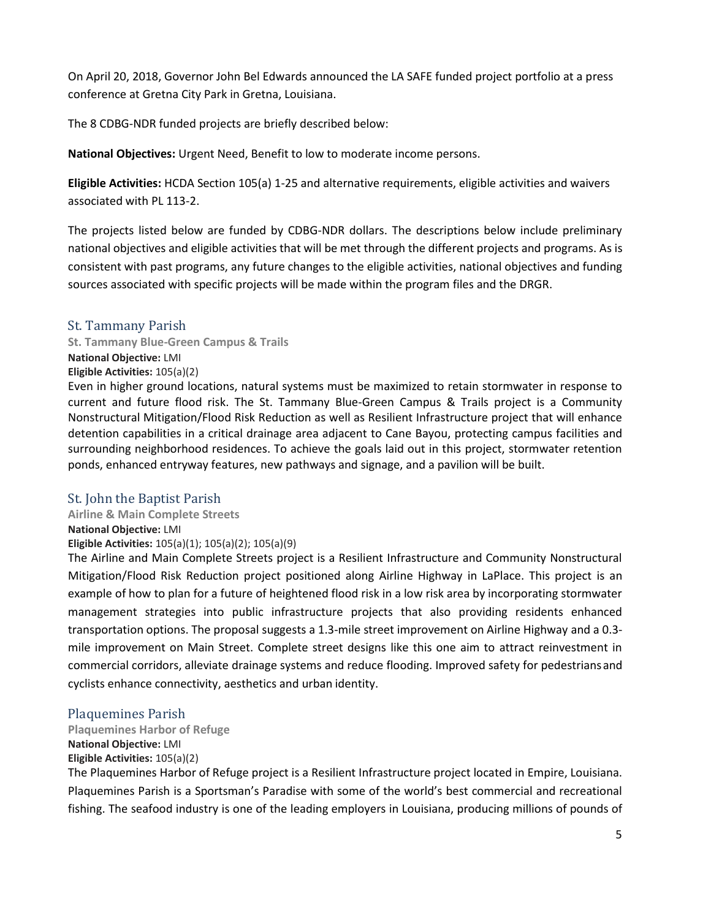On April 20, 2018, Governor John Bel Edwards announced the LA SAFE funded project portfolio at a press conference at Gretna City Park in Gretna, Louisiana.

The 8 CDBG-NDR funded projects are briefly described below:

**National Objectives:** Urgent Need, Benefit to low to moderate income persons.

**Eligible Activities:** HCDA Section 105(a) 1-25 and alternative requirements, eligible activities and waivers associated with PL 113-2.

The projects listed below are funded by CDBG-NDR dollars. The descriptions below include preliminary national objectives and eligible activities that will be met through the different projects and programs. As is consistent with past programs, any future changes to the eligible activities, national objectives and funding sources associated with specific projects will be made within the program files and the DRGR.

## St. Tammany Parish

### St. Tammany Blue-Green Campus & Trails

**National Objective:** LMI

**Eligible Activities:** 105(a)(2)

Even in higher ground locations, natural systems must be maximized to retain stormwater in response to current and future flood risk. The St. Tammany Blue-Green Campus & Trails project is a Community Nonstructural Mitigation/Flood Risk Reduction as well as Resilient Infrastructure project that will enhance detention capabilities in a critical drainage area adjacent to Cane Bayou, protecting campus facilities and surrounding neighborhood residences. To achieve the goals laid out in this project, stormwater retention ponds, enhanced entryway features, new pathways and signage, and a pavilion will be built.

## St. John the Baptist Parish

### Airline & Main Complete Streets

**National Objective:** LMI

**Eligible Activities:** 105(a)(1); 105(a)(2); 105(a)(9)

The Airline and Main Complete Streets project is a Resilient Infrastructure and Community Nonstructural Mitigation/Flood Risk Reduction project positioned along Airline Highway in LaPlace. This project is an example of how to plan for a future of heightened flood risk in a low risk area by incorporating stormwater management strategies into public infrastructure projects that also providing residents enhanced transportation options. The proposal suggests a 1.3-mile street improvement on Airline Highway and a 0.3-mile improvement on Main Street. Complete street designs like this one aim to attract reinvestment in commercial corridors, alleviate drainage systems and reduce flooding. Improved safety for pedestrians and cyclists enhance connectivity, aesthetics and urban identity.

## Plaquemines Parish

### Plaquemines Harbor of Refuge

**National Objective:** LMI

**Eligible Activities:** 105(a)(2)

The Plaquemines Harbor of Refuge project is a Resilient Infrastructure project located in Empire, Louisiana. Plaquemines Parish is a Sportsman's Paradise with some of the world's best commercial and recreational fishing. The seafood industry is one of the leading employers in Louisiana, producing millions of pounds of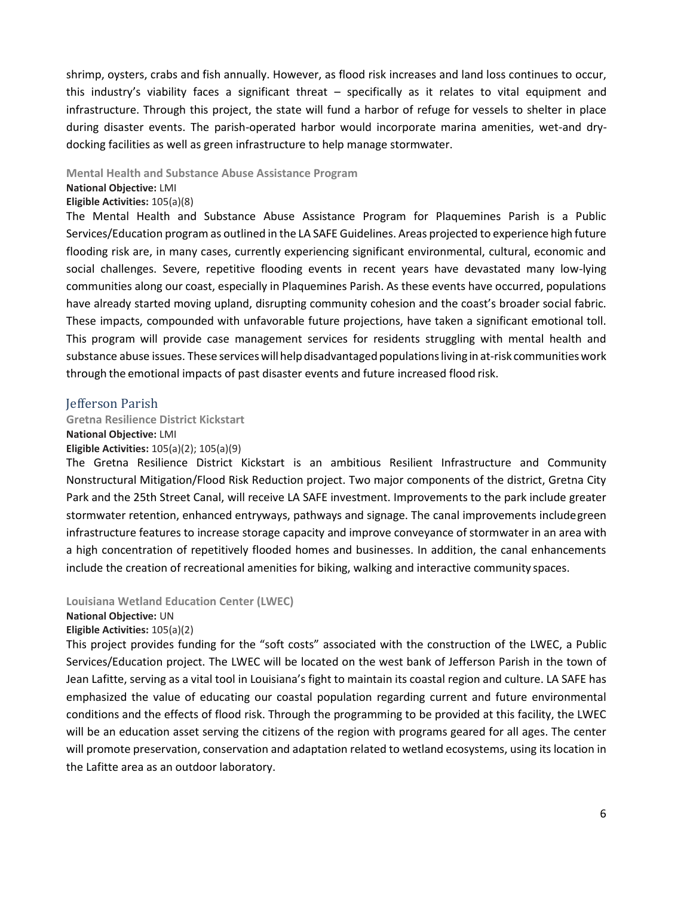shrimp, oysters, crabs and fish annually. However, as flood risk increases and land loss continues to occur, this industry's viability faces a significant threat – specifically as it relates to vital equipment and infrastructure. Through this project, the state will fund a harbor of refuge for vessels to shelter in place during disaster events. The parish-operated harbor would incorporate marina amenities, wet-and dry-docking facilities as well as green infrastructure to help manage stormwater.

#### Mental Health and Substance Abuse Assistance Program

**National Objective:** LMI
**Eligible Activities:** 105(a)(8)

The Mental Health and Substance Abuse Assistance Program for Plaquemines Parish is a Public Services/Education program as outlined in the LA SAFE Guidelines. Areas projected to experience high future flooding risk are, in many cases, currently experiencing significant environmental, cultural, economic and social challenges. Severe, repetitive flooding events in recent years have devastated many low-lying communities along our coast, especially in Plaquemines Parish. As these events have occurred, populations have already started moving upland, disrupting community cohesion and the coast's broader social fabric. These impacts, compounded with unfavorable future projections, have taken a significant emotional toll. This program will provide case management services for residents struggling with mental health and substance abuse issues. These services will help disadvantaged populations living in at-risk communities work through the emotional impacts of past disaster events and future increased flood risk.

### Jefferson Parish

#### Gretna Resilience District Kickstart

**National Objective:** LMI
**Eligible Activities:** 105(a)(2); 105(a)(9)

The Gretna Resilience District Kickstart is an ambitious Resilient Infrastructure and Community Nonstructural Mitigation/Flood Risk Reduction project. Two major components of the district, Gretna City Park and the 25th Street Canal, will receive LA SAFE investment. Improvements to the park include greater stormwater retention, enhanced entryways, pathways and signage. The canal improvements include green infrastructure features to increase storage capacity and improve conveyance of stormwater in an area with a high concentration of repetitively flooded homes and businesses. In addition, the canal enhancements include the creation of recreational amenities for biking, walking and interactive community spaces.

#### Louisiana Wetland Education Center (LWEC)

**National Objective:** UN
**Eligible Activities:** 105(a)(2)

This project provides funding for the "soft costs" associated with the construction of the LWEC, a Public Services/Education project. The LWEC will be located on the west bank of Jefferson Parish in the town of Jean Lafitte, serving as a vital tool in Louisiana's fight to maintain its coastal region and culture. LA SAFE has emphasized the value of educating our coastal population regarding current and future environmental conditions and the effects of flood risk. Through the programming to be provided at this facility, the LWEC will be an education asset serving the citizens of the region with programs geared for all ages. The center will promote preservation, conservation and adaptation related to wetland ecosystems, using its location in the Lafitte area as an outdoor laboratory.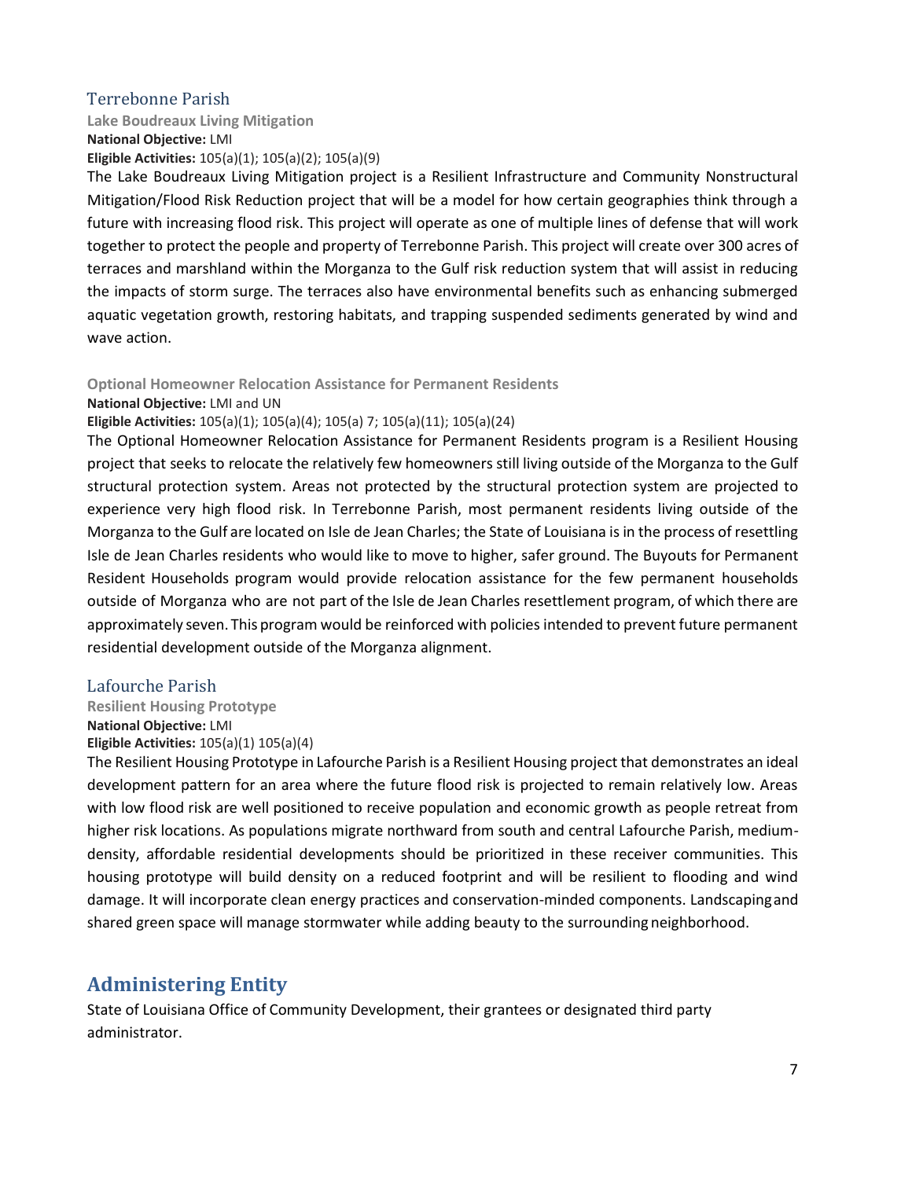## Terrebonne Parish

### Lake Boudreaux Living Mitigation

**National Objective:** LMI

**Eligible Activities:** 105(a)(1); 105(a)(2); 105(a)(9)

The Lake Boudreaux Living Mitigation project is a Resilient Infrastructure and Community Nonstructural Mitigation/Flood Risk Reduction project that will be a model for how certain geographies think through a future with increasing flood risk. This project will operate as one of multiple lines of defense that will work together to protect the people and property of Terrebonne Parish. This project will create over 300 acres of terraces and marshland within the Morganza to the Gulf risk reduction system that will assist in reducing the impacts of storm surge. The terraces also have environmental benefits such as enhancing submerged aquatic vegetation growth, restoring habitats, and trapping suspended sediments generated by wind and wave action.

### Optional Homeowner Relocation Assistance for Permanent Residents

**National Objective:** LMI and UN

**Eligible Activities:** 105(a)(1); 105(a)(4); 105(a) 7; 105(a)(11); 105(a)(24)

The Optional Homeowner Relocation Assistance for Permanent Residents program is a Resilient Housing project that seeks to relocate the relatively few homeowners still living outside of the Morganza to the Gulf structural protection system. Areas not protected by the structural protection system are projected to experience very high flood risk. In Terrebonne Parish, most permanent residents living outside of the Morganza to the Gulf are located on Isle de Jean Charles; the State of Louisiana is in the process of resettling Isle de Jean Charles residents who would like to move to higher, safer ground. The Buyouts for Permanent Resident Households program would provide relocation assistance for the few permanent households outside of Morganza who are not part of the Isle de Jean Charles resettlement program, of which there are approximately seven. This program would be reinforced with policies intended to prevent future permanent residential development outside of the Morganza alignment.

## Lafourche Parish

### Resilient Housing Prototype

**National Objective:** LMI

**Eligible Activities:** 105(a)(1) 105(a)(4)

The Resilient Housing Prototype in Lafourche Parish is a Resilient Housing project that demonstrates an ideal development pattern for an area where the future flood risk is projected to remain relatively low. Areas with low flood risk are well positioned to receive population and economic growth as people retreat from higher risk locations. As populations migrate northward from south and central Lafourche Parish, medium-density, affordable residential developments should be prioritized in these receiver communities. This housing prototype will build density on a reduced footprint and will be resilient to flooding and wind damage. It will incorporate clean energy practices and conservation-minded components. Landscaping and shared green space will manage stormwater while adding beauty to the surrounding neighborhood.

# Administering Entity

State of Louisiana Office of Community Development, their grantees or designated third party administrator.